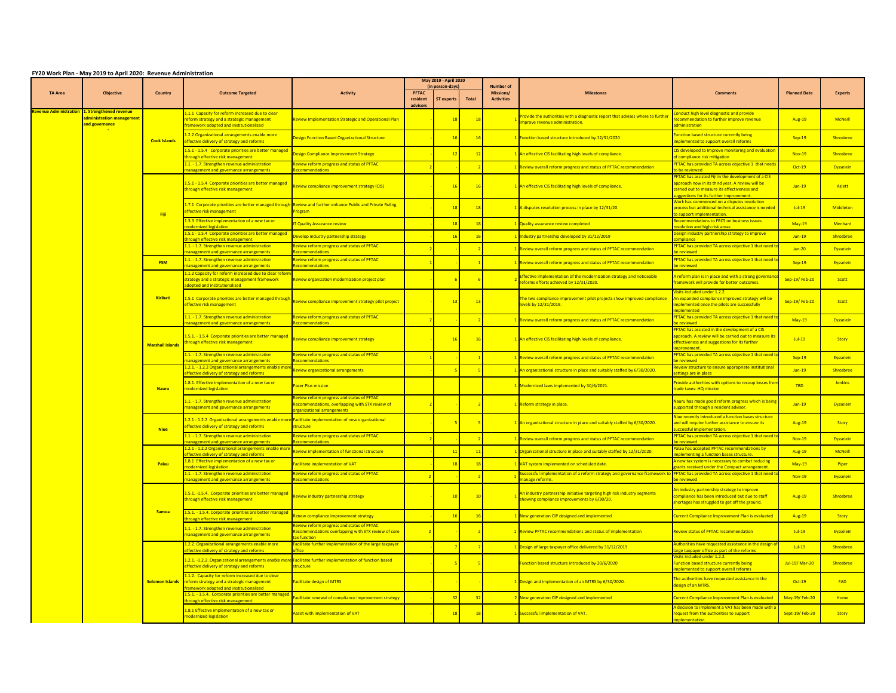## FY20 Work Plan - May 2019 to April 2020: Revenue Administration

| TA Area | Objective | Country | Outcome Targeted | Activity | May 2019 - April 2020 (in person-days) | | | Number of Missions/ Activities | Milestones | Comments | Planned Date | Experts |
|---|---|---|---|---|---|---|---|---|---|---|---|---|
| | | | | | PFTAC resident advisors | ST experts | Total | | | | | |
| Revenue Administration | 1. Strengthened revenue administration management and governance | Cook Islands | 1.1.1 Capacity for reform increased due to clear reform strategy and a strategic management framework adopted and institutionalized | Review Implementation Strategic and Operational Plan | - | 18 | 18 | 1 | Provide the authorities with a diagnostic report that advises where to further improve revenue administration. | Conduct high level diagnostic and provide recommendation to further improve revenue administration | Aug-19 | McNeill |
| | | | 1.2.2 Organizational arrangements enable more effective delivery of strategy and reforms | Design Function Based Organizational Structure | - | 16 | 16 | 1 | Function based structure introduced by 12/31/2020 | Function based structure currently being implemented to support overall reforms | Sep-19 | Shrosbree |
| | | | 1.5.1 - 1.5.4 Corporate priorities are better managed through effective risk management | Design Compliance Improvement Strategy | - | 12 | 12 | 1 | An effective CIS facilitating high levels of compliance. | CIS developed to improve monitoring and evaluation of compliance risk mitigation | Nov-19 | Shrosbree |
| | | | 1.1. - 1.7. Strengthen revenue administration management and governance arrangements | Review reform progress and status of PFTAC Recommendations | 2 | - | 2 | 1 | Review overall reform progress and status of PFTAC recommendation | PFTAC has provided TA across objective 1 that needs to be reviewed | Oct-19 | Eysselein |
| | | Fiji | 1.5.1 - 1.5.4 Corporate priorities are better managed through effective risk management | Review compliance improvement strategy (CIS) | - | 16 | 16 | 1 | An effective CIS facilitating high levels of compliance. | PFTAC has assisted Fiji in the development of a CIS approach now in its third year. A review will be carried out to measure its effectiveness and suggestions for its further improvement. | Jun-19 | Aslett |
| | | | 1.7.1 Corporate priorities are better managed through effective risk management | Review and further enhance Public and Private Ruling Program | - | 18 | 18 | 1 | A disputes resolution process in place by 12/31/20. | Work has commenced on a disputes resolution process but additional technical assistance is needed to support implementation. | Jul-19 | Middleton |
| | | | 1.3.3 Effective implementation of a new tax or modernized legislation | IT Quality Assurance review | - | 18 | 18 | 1 | Quality assurance review completed | Recommendations to FRCS on business issues resolution and high-risk areas | May-19 | Menhard |
| | | | 1.5.1 - 1.5.4 Corporate priorities are better managed through effective risk management | Develop industry partnership strategy | - | 16 | 16 | 1 | Industry partnership developed by 31/12/2019 | Design industry partnership strategy to improve compliance | Jun-19 | Shrosbree |
| | | | 1.1. - 1.7. Strengthen revenue administration management and governance arrangements | Review reform progress and status of PFTAC Recommendations | 2 | - | 2 | 1 | Review overall reform progress and status of PFTAC recommendation | PFTAC has provided TA across objective 1 that need to be reviewed | Jan-20 | Eysselein |
| | | FSM | 1.1. - 1.7. Strengthen revenue administration management and governance arrangements | Review reform progress and status of PFTAC Recommendations | 1 | - | 1 | 1 | Review overall reform progress and status of PFTAC recommendation | PFTAC has provided TA across objective 1 that need to be reviewed | Sep-19 | Eysselein |
| | | Kiribati | 1.1.2 Capacity for reform increased due to clear reform strategy and a strategic management framework adopted and institutionalized | Review organization modernization project plan | - | 6 | 6 | 2 | Effective implementation of the modernization strategy and noticeable reforms efforts achieved by 12/31/2020. | A reform plan is in place and with a strong governance framework will provide for better outcomes. | Sep-19/ Feb-20 | Scott |
| | | | 1.5.1 Corporate priorities are better managed through effective risk management | Review compliance improvement strategy pilot project | - | 13 | 13 | 1 | The two compliance improvement pilot projects show improved compliance levels by 12/31/2019. | Visits included under 1.2.2. An expanded compliance improved strategy will be implemented once the pilots are successfully implemented | Sep-19/ Feb-20 | Scott |
| | | | 1.1. - 1.7. Strengthen revenue administration management and governance arrangements | Review reform progress and status of PFTAC Recommendations | 2 | - | 2 | 1 | Review overall reform progress and status of PFTAC recommendation | PFTAC has provided TA across objective 1 that need to be reviewed | May-19 | Eysselein |
| | | Marshall Islands | 1.5.1. - 1.5.4 Corporate priorities are better managed through effective risk management | Review compliance improvement strategy | - | 16 | 16 | 1 | An effective CIS facilitating high levels of compliance. | PFTAC has assisted in the development of a CIS approach. A review will be carried out to measure its effectiveness and suggestions for its further improvement. | Jul-19 | Story |
| | | | 1.1. - 1.7. Strengthen revenue administration management and governance arrangements | Review reform progress and status of PFTAC Recommendations | 1 | - | 1 | 1 | Review overall reform progress and status of PFTAC recommendation | PFTAC has provided TA across objective 1 that need to be reviewed | Sep-19 | Eysselein |
| | | Nauru | 1.2.1. - 1.2.2 Organizational arrangements enable more effective delivery of strategy and reforms | Review organizational arrangements | - | 5 | 5 | 1 | An organizational structure in place and suitably staffed by 6/30/2020. | Review structure to ensure appropriate institutional settings are in place | Jun-19 | Shrosbree |
| | | | 1.8.1. Effective implementation of a new tax or modernized legislation | Pacer Plus mission | | | | 1 | Modernized laws implemented by 30/6/2021. | Provide authorities with options to recoup losses from trade taxes- HQ mission | TBD | Jenkins |
| | | | 1.1. - 1.7. Strengthen revenue administration management and governance arrangements | Review reform progress and status of PFTAC Recommendations, overlapping with STX review of organizational arrangements | 2 | - | 2 | 1 | Reform strategy in place. | Nauru has made good reform progress which is being supported through a resident advisor. | Jun-19 | Eysselein |
| | | Niue | 1.2.1 - 1.2.2 Organizational arrangements enable more effective delivery of strategy and reforms | Facilitate implementation of new organizational structure | - | 5 | 5 | 1 | An organizational structure in place and suitably staffed by 6/30/2020. | Niue recently introduced a function bases structure and will require further assistance to ensure its successful implementation. | Aug-19 | Story |
| | | | 1.1. - 1.7. Strengthen revenue administration management and governance arrangements | Review reform progress and status of PFTAC Recommendations | 2 | - | 2 | 1 | Review overall reform progress and status of PFTAC recommendation | PFTAC has provided TA across objective 1 that need to be reviewed | Nov-19 | Eysselein |
| | | Palau | 1.2.1 - 1.2.2 Organizational arrangements enable more effective delivery of strategy and reforms | Review implementation of functional structure | - | 11 | 11 | 1 | Organizational structure in place and suitably staffed by 12/31/2020. | Palau has accepted PFTAC recommendations by implementing a function bases structure. | Aug-19 | McNeill |
| | | | 1.8.1 Effective implementation of a new tax or modernized legislation | Facilitate implementation of VAT | - | 18 | 18 | 1 | VAT system implemented on scheduled date. | A new tax system is necessary to combat reducing grants received under the Compact arrangement. | May-19 | Piper |
| | | | 1.1. - 1.7. Strengthen revenue administration management and governance arrangements | Review reform progress and status of PFTAC Recommendations | 2 | - | 2 | 1 | Successful implementation of a reform strategy and governance framework to manage reforms. | PFTAC has provided TA across objective 1 that need to be reviewed | Nov-19 | Eysselein |
| | | Samoa | 1.5.1. -1.5.4. Corporate priorities are better managed through effective risk management | Review industry partnership strategy | - | 10 | 10 | 1 | An industry partnership initiative targeting high risk industry segments showing compliance improvements by 6/30/20. | An industry partnership strategy to improve compliance has been introduced but due to staff shortages has struggled to get off the ground. | Aug-19 | Shrosbree |
| | | | 1.5.1. - 1.5.4. Corporate priorities are better managed through effective risk management | Renew compliance improvement strategy | - | 16 | 16 | 1 | New generation CIP designed and implemented | Current Compliance Improvement Plan is evaluated | Aug-19 | Story |
| | | | 1.1. - 1.7. Strengthen revenue administration management and governance arrangements | Review reform progress and status of PFTAC Recommendations overlapping with STX review of core tax function | 2 | - | 2 | 1 | Review PFTAC recommendations and status of implementation | Review status of PFTAC recommendation | Jul-19 | Eysselein |
| | | Solomon Islands | 1.2.2. Organizational arrangements enable more effective delivery of strategy and reforms | Facilitate further implementation of the large taxpayer office | - | 7 | 7 | 1 | Design of large taxpayer office delivered by 31/12/2019 | Authorities have requested assistance in the design of large taxpayer office as part of the reforms | Jul-19 | Shrosbree |
| | | | 1.2.1. -1.2.2. Organizational arrangements enable more effective delivery of strategy and reforms | Facilitate further implementation of function based structure | - | 5 | 5 | | Function based structure introduced by 20/6/2020 | Visits included under 1.2.2. Function based structure currently being implemented to support overall reforms | Jul-19/ Mar-20 | Shrosbree |
| | | | 1.1.2. Capacity for reform increased due to clear reform strategy and a strategic management framework adopted and institutionalized | Facilitate design of MTRS | - | - | - | 1 | Design and implementation of an MTRS by 6/30/2020. | The authorities have requested assistance in the design of an MTRS. | Oct-19 | FAD |
| | | | 1.5.1. - 1.5.4. Corporate priorities are better managed through effective risk management | Facilitate renewal of compliance improvement strategy | - | 32 | 32 | 2 | New generation CIP designed and implemented | Current Compliance Improvement Plan is evaluated | May-19/ Feb-20 | Home |
| | | | 1.8.1 Effective implementation of a new tax or modernized legislation | Assist with implementation of VAT | - | 18 | 18 | 1 | Successful implementation of VAT. | A decision to implement a VAT has been made with a request from the authorities to support implementation. | Sept-19/ Feb-20 | Story |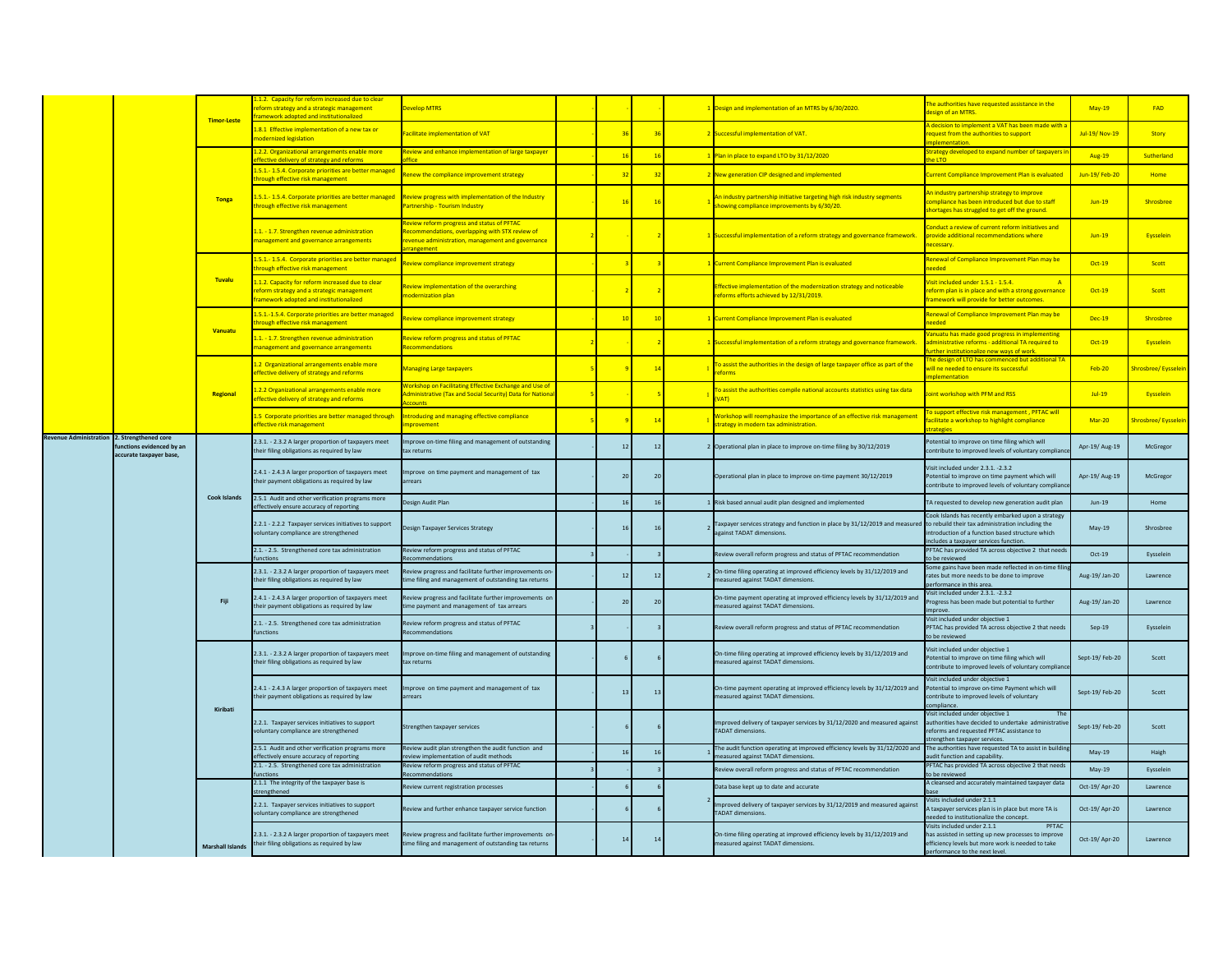| | | | | | | | | | | | | | |
|---|---|---|---|---|---|---|---|---|---|---|---|---|---|
| | | Timor-Leste | 1.1.2. Capacity for reform increased due to clear reform strategy and a strategic management framework adopted and institutionalized | Develop MTRS | | - | - | | 1 | Design and implementation of an MTRS by 6/30/2020. | The authorities have requested assistance in the design of an MTRS. | May-19 | FAD |
| | | | 1.8.1 Effective implementation of a new tax or modernized legislation | Facilitate implementation of VAT | | 36 | 36 | | 2 | Successful implementation of VAT. | A decision to implement a VAT has been made with a request from the authorities to support implementation. | Jul-19/ Nov-19 | Story |
| | | Tonga | 1.2.2. Organizational arrangements enable more effective delivery of strategy and reforms | Review and enhance implementation of large taxpayer office | | 16 | 16 | | 1 | Plan in place to expand LTO by 31/12/2020 | Strategy developed to expand number of taxpayers in the LTO | Aug-19 | Sutherland |
| | | | 1.5.1.- 1.5.4. Corporate priorities are better managed through effective risk management | Renew the compliance improvement strategy | | 32 | 32 | | 2 | New generation CIP designed and implemented | Current Compliance Improvement Plan is evaluated | Jun-19/ Feb-20 | Home |
| | | | 1.5.1.- 1.5.4. Corporate priorities are better managed through effective risk management | Review progress with implementation of the Industry Partnership - Tourism Industry | | 16 | 16 | | 1 | An industry partnership initiative targeting high risk industry segments showing compliance improvements by 6/30/20. | An industry partnership strategy to improve compliance has been introduced but due to staff shortages has struggled to get off the ground. | Jun-19 | Shrosbree |
| | | | 1.1. - 1.7. Strengthen revenue administration management and governance arrangements | Review reform progress and status of PFTAC Recommendations, overlapping with STX review of revenue administration, management and governance arrangement | 2 | - | 2 | | 1 | Successful implementation of a reform strategy and governance framework. | Conduct a review of current reform initiatives and provide additional recommendations where necessary. | Jun-19 | Eysselein |
| | | Tuvalu | 1.5.1.- 1.5.4. Corporate priorities are better managed through effective risk management | Review compliance improvement strategy | | 3 | 3 | | 1 | Current Compliance Improvement Plan is evaluated | Renewal of Compliance Improvement Plan may be needed | Oct-19 | Scott |
| | | | 1.1.2. Capacity for reform increased due to clear reform strategy and a strategic management framework adopted and institutionalized | Review implementation of the overarching modernization plan | | 2 | 2 | | 1 | Effective implementation of the modernization strategy and noticeable reforms efforts achieved by 12/31/2019. | Visit included under 1.5.1 - 1.5.4. A reform plan is in place and with a strong governance framework will provide for better outcomes. | Oct-19 | Scott |
| | | Vanuatu | 1.5.1.-1.5.4. Corporate priorities are better managed through effective risk management | Review compliance improvement strategy | | 10 | 10 | | 1 | Current Compliance Improvement Plan is evaluated | Renewal of Compliance Improvement Plan may be needed | Dec-19 | Shrosbree |
| | | | 1.1. - 1.7. Strengthen revenue administration management and governance arrangements | Review reform progress and status of PFTAC Recommendations | 2 | - | 2 | | 1 | Successful implementation of a reform strategy and governance framework. | Vanuatu has made good progress in implementing administrative reforms - additional TA required to further institutionalize new ways of work. | Oct-19 | Eysselein |
| | | Regional | 1.2 Organizational arrangements enable more effective delivery of strategy and reforms | Managing Large taxpayers | 5 | 9 | 14 | | 1 | To assist the authorities in the design of large taxpayer office as part of the reforms | The design of LTO has commenced but additional TA will ne needed to ensure its successful implementation | Feb-20 | Shrosbree/ Eysselein |
| | | | 1.2.2 Organizational arrangements enable more effective delivery of strategy and reforms | Workshop on Facilitating Effective Exchange and Use of Administrative (Tax and Social Security) Data for National Accounts | 5 | - | 5 | | 1 | To assist the authorities compile national accounts statistics using tax data (VAT) | Joint workshop with PFM and RSS | Jul-19 | Eysselein |
| | | | 1.5 Corporate priorities are better managed through effective risk management | Introducing and managing effective compliance improvement | 5 | 9 | 14 | | 1 | Workshop will reemphasize the importance of an effective risk management strategy in modern tax administration. | To support effective risk management , PFTAC will facilitate a workshop to highlight compliance strategies | Mar-20 | Shrosbree/ Eysselein |
| Revenue Administration | 2. Strengthened core functions evidenced by an accurate taxpayer base, | Cook Islands | 2.3.1. - 2.3.2 A larger proportion of taxpayers meet their filing obligations as required by law | Improve on-time filing and management of outstanding tax returns | | 12 | 12 | | 2 | Operational plan in place to improve on-time filing by 30/12/2019 | Potential to improve on time filing which will contribute to improved levels of voluntary compliance | Apr-19/ Aug-19 | McGregor |
| | | | 2.4.1 - 2.4.3 A larger proportion of taxpayers meet their payment obligations as required by law | Improve on time payment and management of tax arrears | | 20 | 20 | | | Operational plan in place to improve on-time payment 30/12/2019 | Visit included under 2.3.1. -2.3.2 Potential to improve on time payment which will contribute to improved levels of voluntary compliance | Apr-19/ Aug-19 | McGregor |
| | | | 2.5.1 Audit and other verification programs more effectively ensure accuracy of reporting | Design Audit Plan | | 16 | 16 | | 1 | Risk based annual audit plan designed and implemented | TA requested to develop new generation audit plan | Jun-19 | Home |
| | | | 2.2.1 - 2.2.2 Taxpayer services initiatives to support voluntary compliance are strengthened | Design Taxpayer Services Strategy | | 16 | 16 | | 2 | Taxpayer services strategy and function in place by 31/12/2019 and measured against TADAT dimensions. | Cook Islands has recently embarked upon a strategy to rebuild their tax administration including the introduction of a function based structure which includes a taxpayer services function. | May-19 | Shrosbree |
| | | | 2.1. - 2.5. Strengthened core tax administration functions | Review reform progress and status of PFTAC Recommendations | 3 | - | 3 | | | Review overall reform progress and status of PFTAC recommendation | PFTAC has provided TA across objective 2 that needs to be reviewed | Oct-19 | Eysselein |
| | | Fiji | 2.3.1. - 2.3.2 A larger proportion of taxpayers meet their filing obligations as required by law | Review progress and facilitate further improvements on-time filing and management of outstanding tax returns | | 12 | 12 | | 2 | On-time filing operating at improved efficiency levels by 31/12/2019 and measured against TADAT dimensions. | Some gains have been made reflected in on-time filing rates but more needs to be done to improve performance in this area. | Aug-19/ Jan-20 | Lawrence |
| | | | 2.4.1 - 2.4.3 A larger proportion of taxpayers meet their payment obligations as required by law | Review progress and facilitate further improvements on time payment and management of tax arrears | | 20 | 20 | | | On-time payment operating at improved efficiency levels by 31/12/2019 and measured against TADAT dimensions. | Visit included under 2.3.1. -2.3.2 Progress has been made but potential to further improve. | Aug-19/ Jan-20 | Lawrence |
| | | | 2.1. - 2.5. Strengthened core tax administration functions | Review reform progress and status of PFTAC Recommendations | 3 | - | 3 | | | Review overall reform progress and status of PFTAC recommendation | Visit included under objective 1 PFTAC has provided TA across objective 2 that needs to be reviewed | Sep-19 | Eysselein |
| | | Kiribati | 2.3.1. - 2.3.2 A larger proportion of taxpayers meet their filing obligations as required by law | Improve on-time filing and management of outstanding tax returns | | 6 | 6 | | | On-time filing operating at improved efficiency levels by 31/12/2019 and measured against TADAT dimensions. | Visit included under objective 1 Potential to improve on time filing which will contribute to improved levels of voluntary compliance | Sept-19/ Feb-20 | Scott |
| | | | 2.4.1 - 2.4.3 A larger proportion of taxpayers meet their payment obligations as required by law | Improve on time payment and management of tax arrears | | 13 | 13 | | | On-time payment operating at improved efficiency levels by 31/12/2019 and measured against TADAT dimensions. | Visit included under objective 1 Potential to improve on-time Payment which will contribute to improved levels of voluntary compliance. | Sept-19/ Feb-20 | Scott |
| | | | 2.2.1. Taxpayer services initiatives to support voluntary compliance are strengthened | Strengthen taxpayer services | | 6 | 6 | | | Improved delivery of taxpayer services by 31/12/2020 and measured against TADAT dimensions. | Visit included under objective 1 The authorities have decided to undertake administrative reforms and requested PFTAC assistance to strengthen taxpayer services. | Sept-19/ Feb-20 | Scott |
| | | | 2.5.1 Audit and other verification programs more effectively ensure accuracy of reporting | Review audit plan strengthen the audit function and review implementation of audit methods | | 16 | 16 | | 1 | The audit function operating at improved efficiency levels by 31/12/2020 and measured against TADAT dimensions. | The authorities have requested TA to assist in building audit function and capability. | May-19 | Haigh |
| | | | 2.1. - 2.5. Strengthened core tax administration functions | Review reform progress and status of PFTAC Recommendations | 3 | - | 3 | | | Review overall reform progress and status of PFTAC recommendation | PFTAC has provided TA across objective 2 that needs to be reviewed | May-19 | Eysselein |
| | | Marshall Islands | 2.1.1 The integrity of the taxpayer base is strengthened | Review current registration processes | | 6 | 6 | | 2 | Data base kept up to date and accurate | A cleansed and accurately maintained taxpayer data base | Oct-19/ Apr-20 | Lawrence |
| | | | 2.2.1. Taxpayer services initiatives to support voluntary compliance are strengthened | Review and further enhance taxpayer service function | | 6 | 6 | | | Improved delivery of taxpayer services by 31/12/2019 and measured against TADAT dimensions. | Visits included under 2.1.1 A taxpayer services plan is in place but more TA is needed to institutionalize the concept. | Oct-19/ Apr-20 | Lawrence |
| | | | 2.3.1. - 2.3.2 A larger proportion of taxpayers meet their filing obligations as required by law | Review progress and facilitate further improvements on-time filing and management of outstanding tax returns | | 14 | 14 | | | On-time filing operating at improved efficiency levels by 31/12/2019 and measured against TADAT dimensions. | Visits included under 2.1.1 PFTAC has assisted in setting up new processes to improve efficiency levels but more work is needed to take performance to the next level. | Oct-19/ Apr-20 | Lawrence |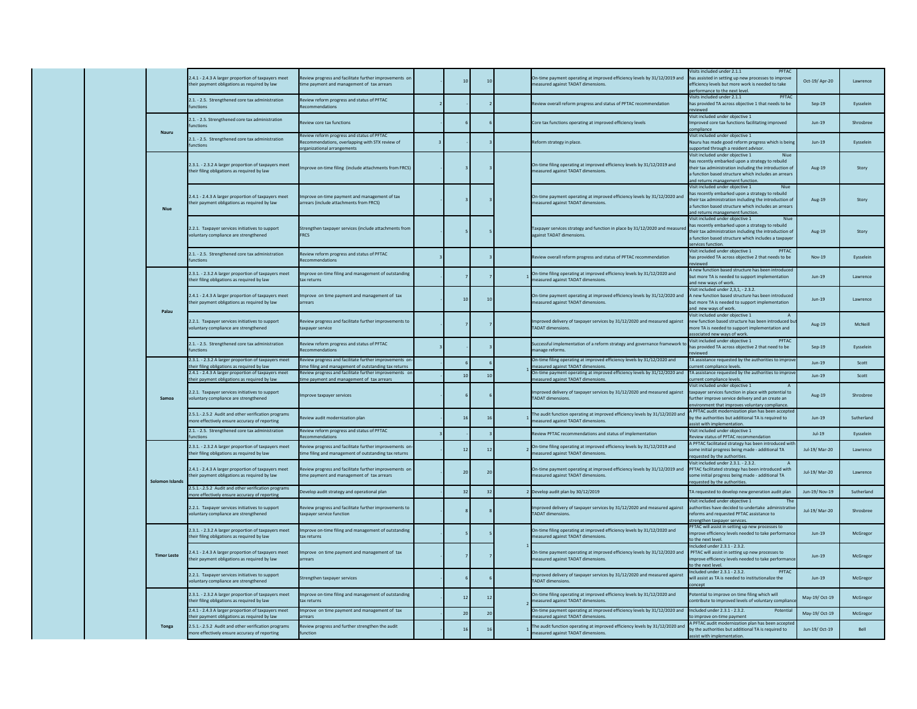| | | | | | | | | | | |
|---|---|---|---|---|---|---|---|---|---|---|
| | 2.4.1 - 2.4.3 A larger proportion of taxpayers meet their payment obligations as required by law | Review progress and facilitate further improvements on time payment and management of tax arrears | - | 10 | 10 | | On-time payment operating at improved efficiency levels by 31/12/2019 and measured against TADAT dimensions. | Visits included under 2.1.1 PFTAC has assisted in setting up new processes to improve efficiency levels but more work is needed to take performance to the next level. | Oct-19/ Apr-20 | Lawrence |
| | 2.1. - 2.5. Strengthened core tax administration functions | Review reform progress and status of PFTAC Recommendations | 2 | - | 2 | | Review overall reform progress and status of PFTAC recommendation | Visits included under 2.1.1 PFTAC has provided TA across objective 1 that needs to be reviewed | Sep-19 | Eysselein |
| Nauru | 2.1. - 2.5. Strengthened core tax administration functions | Review core tax functions | - | 6 | 6 | | Core tax functions operating at improved efficiency levels | Visit included under objective 1 Improved core tax functions facilitating improved compliance | Jun-19 | Shrosbree |
| | 2.1. - 2.5. Strengthened core tax administration functions | Review reform progress and status of PFTAC Recommendations, overlapping with STX review of organizational arrangements | 3 | - | 3 | | Reform strategy in place. | Visit included under objective 1 Nauru has made good reform progress which is being supported through a resident advisor. | Jun-19 | Eysselein |
| Niue | 2.3.1. - 2.3.2 A larger proportion of taxpayers meet their filing obligations as required by law | Improve on-time filing (include attachments from FRCS) | - | 3 | 3 | | On-time filing operating at improved efficiency levels by 31/12/2019 and measured against TADAT dimensions. | Visit included under objective 1 Niue has recently embarked upon a strategy to rebuild their tax administration including the introduction of a function based structure which includes an arrears and returns management function. | Aug-19 | Story |
| | 2.4.1 - 2.4.3 A larger proportion of taxpayers meet their payment obligations as required by law | Improve on-time payment and management of tax arrears (include attachments from FRCS) | - | 3 | 3 | | On-time payment operating at improved efficiency levels by 31/12/2020 and measured against TADAT dimensions. | Visit included under objective 1 Niue has recently embarked upon a strategy to rebuild their tax administration including the introduction of a function based structure which includes an arrears and returns management function. | Aug-19 | Story |
| | 2.2.1. Taxpayer services initiatives to support voluntary compliance are strengthened | Strengthen taxpayer services (include attachments from FRCS | - | 5 | 5 | | Taxpayer services strategy and function in place by 31/12/2020 and measured against TADAT dimensions. | Visit included under objective 1 Niue has recently embarked upon a strategy to rebuild their tax administration including the introduction of a function based structure which includes a taxpayer services function. | Aug-19 | Story |
| | 2.1. - 2.5. Strengthened core tax administration functions | Review reform progress and status of PFTAC Recommendations | 3 | | 3 | | Review overall reform progress and status of PFTAC recommendation | Visit included under objective 1 PFTAC has provided TA across objective 2 that needs to be reviewed | Nov-19 | Eysselein |
| Palau | 2.3.1. - 2.3.2 A larger proportion of taxpayers meet their filing obligations as required by law | Improve on-time filing and management of outstanding tax returns | - | 7 | 7 | 1 | On-time filing operating at improved efficiency levels by 31/12/2020 and measured against TADAT dimensions. | A new function based structure has been introduced but more TA is needed to support implementation and new ways of work. | Jun-19 | Lawrence |
| | 2.4.1 - 2.4.3 A larger proportion of taxpayers meet their payment obligations as required by law | Improve on time payment and management of tax arrears | - | 10 | 10 | | On-time payment operating at improved efficiency levels by 31/12/2020 and measured against TADAT dimensions. | Visit included under 2,3,1, - 2.3.2. A new function based structure has been introduced but more TA is needed to support implementation and new ways of work. | Jun-19 | Lawrence |
| | 2.2.1. Taxpayer services initiatives to support voluntary compliance are strengthened | Review progress and facilitate further improvements to taxpayer service | - | 7 | 7 | | Improved delivery of taxpayer services by 31/12/2020 and measured against TADAT dimensions. | Visit included under objective 1 A new function based structure has been introduced but more TA is needed to support implementation and associated new ways of work. | Aug-19 | McNeill |
| | 2.1. - 2.5. Strengthened core tax administration functions | Review reform progress and status of PFTAC Recommendations | 3 | - | 3 | | Successful implementation of a reform strategy and governance framework to manage reforms. | Visit included under objective 1 PFTAC has provided TA across objective 2 that need to be reviewed | Sep-19 | Eysselein |
| Samoa | 2.3.1. - 2.3.2 A larger proportion of taxpayers meet their filing obligations as required by law | Review progress and facilitate further improvements on-time filing and management of outstanding tax returns | - | 6 | 6 | 1 | On-time filing operating at improved efficiency levels by 31/12/2020 and measured against TADAT dimensions. | TA assistance requested by the authorities to improve current compliance levels. | Jun-19 | Scott |
| | 2.4.1 - 2.4.3 A larger proportion of taxpayers meet their payment obligations as required by law | Review progress and facilitate further improvements on time payment and management of tax arrears | - | 10 | 10 | | On-time payment operating at improved efficiency levels by 31/12/2020 and measured against TADAT dimensions. | TA assistance requested by the authorities to improve current compliance levels. | Jun-19 | Scott |
| | 2.2.1. Taxpayer services initiatives to support voluntary compliance are strengthened | Improve taxpayer services | - | 6 | 6 | | Improved delivery of taxpayer services by 31/12/2020 and measured against TADAT dimensions. | Visit included under objective 1 A taxpayer services function in place with potential to further improve service delivery and an create an environment that improves voluntary compliance. | Aug-19 | Shrosbree |
| | 2.5.1.-.2.5.2 Audit and other verification programs more effectively ensure accuracy of reporting | Review audit modernization plan | - | 16 | 16 | 1 | The audit function operating at improved efficiency levels by 31/12/2020 and measured against TADAT dimensions. | A PFTAC audit modernization plan has been accepted by the authorities but additional TA is required to assist with implementation. | Jun-19 | Sutherland |
| | 2.1. - 2.5. Strengthened core tax administration functions | Review reform progress and status of PFTAC Recommendations | 3 | - | 3 | | Review PFTAC recommendations and status of implementation | Visit included under objective 1 Review status of PFTAC recommendation | Jul-19 | Eysselein |
| Solomon Islands | 2.3.1. - 2.3.2 A larger proportion of taxpayers meet their filing obligations as required by law | Review progress and facilitate further improvements on-time filing and management of outstanding tax returns | - | 12 | 12 | 2 | On-time filing operating at improved efficiency levels by 31/12/2019 and measured against TADAT dimensions. | A PFTAC facilitated strategy has been introduced with some initial progress being made - additional TA requested by the authorities. | Jul-19/ Mar-20 | Lawrence |
| | 2.4.1 - 2.4.3 A larger proportion of taxpayers meet their payment obligations as required by law | Review progress and facilitate further improvements on time payment and management of tax arrears | - | 20 | 20 | | On-time payment operating at improved efficiency levels by 31/12/2019 and measured against TADAT dimensions. | Visit included under 2.3.1. - 2.3.2. A PFTAC facilitated strategy has been introduced with some initial progress being made - additional TA requested by the authorities. | Jul-19/ Mar-20 | Lawrence |
| | 2.5.1.-.2.5.2 Audit and other verification programs more effectively ensure accuracy of reporting | Develop audit strategy and operational plan | - | 32 | 32 | 2 | Develop audit plan by 30/12/2019 | TA requested to develop new generation audit plan | Jun-19/ Nov-19 | Sutherland |
| | 2.2.1. Taxpayer services initiatives to support voluntary compliance are strengthened | Review progress and facilitate further improvements to taxpayer service function | - | 8 | 8 | | Improved delivery of taxpayer services by 31/12/2020 and measured against TADAT dimensions. | Visit included under objective 1 The authorities have decided to undertake administrative reforms and requested PFTAC assistance to strengthen taxpayer services. | Jul-19/ Mar-20 | Shrosbree |
| Timor Leste | 2.3.1. - 2.3.2 A larger proportion of taxpayers meet their filing obligations as required by law | Improve on-time filing and management of outstanding tax returns | - | 5 | 5 | 1 | On-time filing operating at improved efficiency levels by 31/12/2020 and measured against TADAT dimensions. | PFTAC will assist in setting up new processes to improve efficiency levels needed to take performance to the next level. | Jun-19 | McGregor |
| | 2.4.1 - 2.4.3 A larger proportion of taxpayers meet their payment obligations as required by law | Improve on time payment and management of tax arrears | - | 7 | 7 | | On-time payment operating at improved efficiency levels by 31/12/2020 and measured against TADAT dimensions. | Included under 2.3.1 - 2.3.2. PFTAC will assist in setting up new processes to improve efficiency levels needed to take performance to the next level. | Jun-19 | McGregor |
| | 2.2.1. Taxpayer services initiatives to support voluntary compliance are strengthened | Strengthen taxpayer services | - | 6 | 6 | | Improved delivery of taxpayer services by 31/12/2020 and measured against TADAT dimensions. | Included under 2.3.1 - 2.3.2. PFTAC will assist as TA is needed to institutionalize the concept | Jun-19 | McGregor |
| Tonga | 2.3.1. - 2.3.2 A larger proportion of taxpayers meet their filing obligations as required by law | Improve on-time filing and management of outstanding tax returns | - | 12 | 12 | 2 | On-time filing operating at improved efficiency levels by 31/12/2020 and measured against TADAT dimensions. | Potential to improve on time filing which will contribute to improved levels of voluntary compliance | May-19/ Oct-19 | McGregor |
| | 2.4.1 - 2.4.3 A larger proportion of taxpayers meet their payment obligations as required by law | Improve on time payment and management of tax arrears | - | 20 | 20 | | On-time payment operating at improved efficiency levels by 31/12/2020 and measured against TADAT dimensions. | Included under 2.3.1 - 2.3.2. Potential to improve on-time payment | May-19/ Oct-19 | McGregor |
| | 2.5.1.-.2.5.2 Audit and other verification programs more effectively ensure accuracy of reporting | Review progress and further strengthen the audit function | - | 16 | 16 | 1 | The audit function operating at improved efficiency levels by 31/12/2020 and measured against TADAT dimensions. | A PFTAC audit modernization plan has been accepted by the authorities but additional TA is required to assist with implementation. | Jun-19/ Oct-19 | Bell |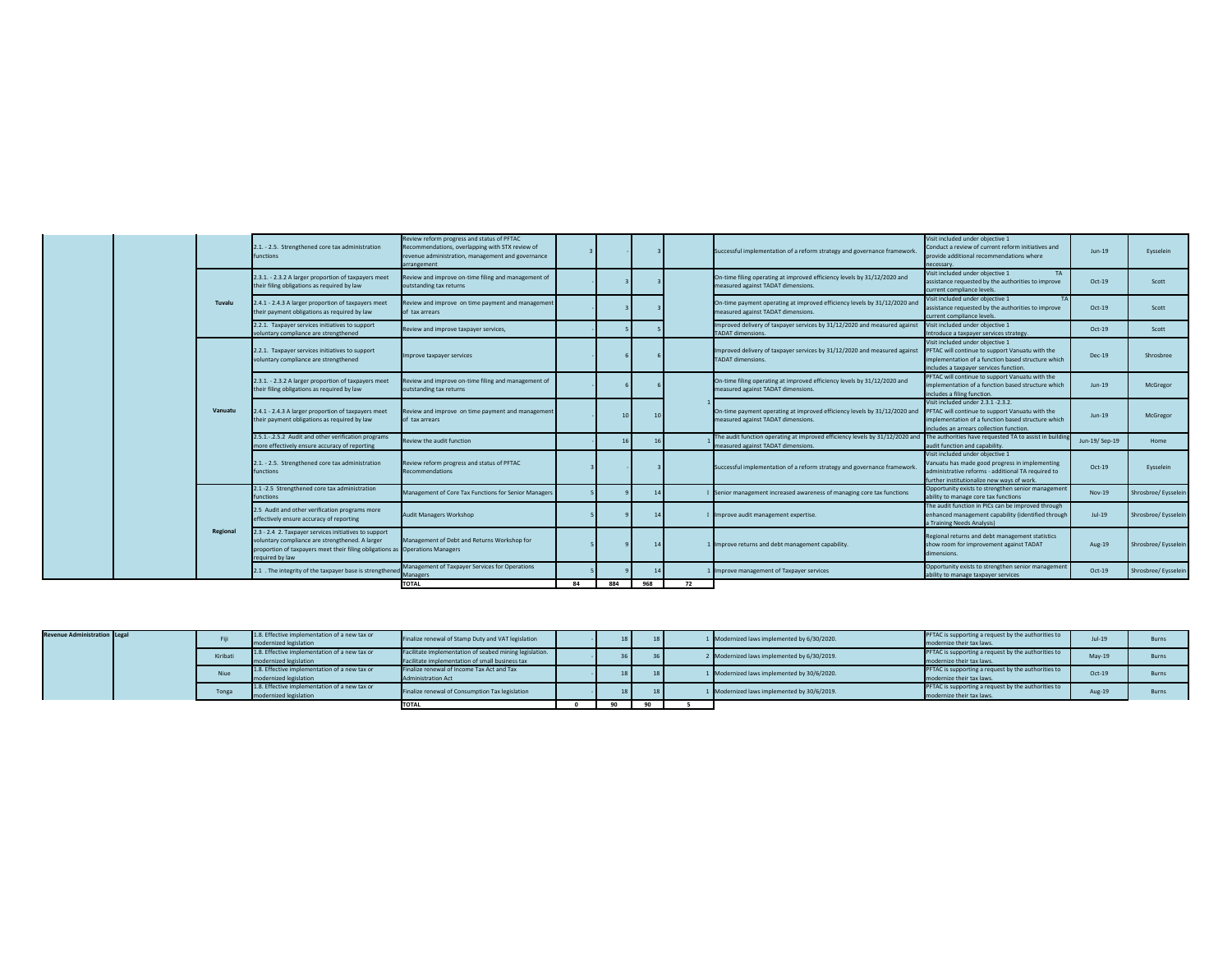| | | | | | | | | | | | | |
|---|---|---|---|---|---|---|---|---|---|---|---|---|
| | | | 2.1. - 2.5. Strengthened core tax administration functions | Review reform progress and status of PFTAC Recommendations, overlapping with STX review of revenue administration, management and governance arrangement | 3 | - | 3 | | Successful implementation of a reform strategy and governance framework. | Visit included under objective 1 Conduct a review of current reform initiatives and provide additional recommendations where necessary. | Jun-19 | Eysselein |
| | | Tuvalu | 2.3.1. - 2.3.2 A larger proportion of taxpayers meet their filing obligations as required by law | Review and improve on-time filing and management of outstanding tax returns | - | 3 | 3 | | On-time filing operating at improved efficiency levels by 31/12/2020 and measured against TADAT dimensions. | Visit included under objective 1 TA assistance requested by the authorities to improve current compliance levels. | Oct-19 | Scott |
| | | | 2.4.1 - 2.4.3 A larger proportion of taxpayers meet their payment obligations as required by law | Review and improve on time payment and management of tax arrears | - | 3 | 3 | | On-time payment operating at improved efficiency levels by 31/12/2020 and measured against TADAT dimensions. | Visit included under objective 1 TA assistance requested by the authorities to improve current compliance levels. | Oct-19 | Scott |
| | | | 2.2.1. Taxpayer services initiatives to support voluntary compliance are strengthened | Review and improve taxpayer services, | - | 5 | 5 | | Improved delivery of taxpayer services by 31/12/2020 and measured against TADAT dimensions. | Visit included under objective 1 Introduce a taxpayer services strategy. | Oct-19 | Scott |
| | | Vanuatu | 2.2.1. Taxpayer services initiatives to support voluntary compliance are strengthened | Improve taxpayer services | - | 6 | 6 | | Improved delivery of taxpayer services by 31/12/2020 and measured against TADAT dimensions. | Visit included under objective 1 PFTAC will continue to support Vanuatu with the implementation of a function based structure which includes a taxpayer services function. | Dec-19 | Shrosbree |
| | | | 2.3.1. - 2.3.2 A larger proportion of taxpayers meet their filing obligations as required by law | Review and improve on-time filing and management of outstanding tax returns | - | 6 | 6 | | On-time filing operating at improved efficiency levels by 31/12/2020 and measured against TADAT dimensions. | PFTAC will continue to support Vanuatu with the implementation of a function based structure which includes a filing function. | Jun-19 | McGregor |
| | | | 2.4.1 - 2.4.3 A larger proportion of taxpayers meet their payment obligations as required by law | Review and improve on time payment and management of tax arrears | - | 10 | 10 | 1 | On-time payment operating at improved efficiency levels by 31/12/2020 and measured against TADAT dimensions. | Visit included under 2.3.1 -2.3.2. PFTAC will continue to support Vanuatu with the implementation of a function based structure which includes an arrears collection function. | Jun-19 | McGregor |
| | | | 2.5.1. - 2.5.2 Audit and other verification programs more effectively ensure accuracy of reporting | Review the audit function | - | 16 | 16 | 1 | The audit function operating at improved efficiency levels by 31/12/2020 and measured against TADAT dimensions. | The authorities have requested TA to assist in building audit function and capability. | Jun-19/ Sep-19 | Home |
| | | | 2.1. - 2.5. Strengthened core tax administration functions | Review reform progress and status of PFTAC Recommendations | 3 | - | 3 | | Successful implementation of a reform strategy and governance framework. | Visit included under objective 1 Vanuatu has made good progress in implementing administrative reforms - additional TA required to further institutionalize new ways of work. | Oct-19 | Eysselein |
| | | Regional | 2.1 -2.5 Strengthened core tax administration functions | Management of Core Tax Functions for Senior Managers | 5 | 9 | 14 | 1 | Senior management increased awareness of managing core tax functions | Opportunity exists to strengthen senior management ability to manage core tax functions | Nov-19 | Shrosbree/ Eysselein |
| | | | 2.5 Audit and other verification programs more effectively ensure accuracy of reporting | Audit Managers Workshop | 5 | 9 | 14 | 1 | Improve audit management expertise. | The audit function in PICs can be improved through enhanced management capability (identified through a Training Needs Analysis) | Jul-19 | Shrosbree/ Eysselein |
| | | | 2.3 - 2.4 2. Taxpayer services initiatives to support voluntary compliance are strengthened. A larger proportion of taxpayers meet their filing obligations as required by law | Management of Debt and Returns Workshop for Operations Managers | 5 | 9 | 14 | 1 | Improve returns and debt management capability. | Regional returns and debt management statistics show room for improvement against TADAT dimensions. | Aug-19 | Shrosbree/ Eysselein |
| | | | 2.1 . The integrity of the taxpayer base is strengthened | Management of Taxpayer Services for Operations Managers | 5 | 9 | 14 | 1 | Improve management of Taxpayer services | Opportunity exists to strengthen senior management ability to manage taxpayer services | Oct-19 | Shrosbree/ Eysselein |
| | | | | TOTAL | 84 | 884 | 968 | 72 | | | | |

| | | | | | | | | | | | | |
|---|---|---|---|---|---|---|---|---|---|---|---|---|
| Revenue Administration | Legal | Fiji | 1.8. Effective implementation of a new tax or modernized legislation | Finalize renewal of Stamp Duty and VAT legislation | - | 18 | 18 | 1 | Modernized laws implemented by 6/30/2020. | PFTAC is supporting a request by the authorities to modernize their tax laws. | Jul-19 | Burns |
| | | Kiribati | 1.8. Effective implementation of a new tax or modernized legislation | Facilitate implementation of seabed mining legislation. Facilitate implementation of small business tax | - | 36 | 36 | 2 | Modernized laws implemented by 6/30/2019. | PFTAC is supporting a request by the authorities to modernize their tax laws. | May-19 | Burns |
| | | Niue | 1.8. Effective implementation of a new tax or modernized legislation | Finalize renewal of Income Tax Act and Tax Administration Act | - | 18 | 18 | 1 | Modernized laws implemented by 30/6/2020. | PFTAC is supporting a request by the authorities to modernize their tax laws. | Oct-19 | Burns |
| | | Tonga | 1.8. Effective implementation of a new tax or modernized legislation | Finalize renewal of Consumption Tax legislation | - | 18 | 18 | 1 | Modernized laws implemented by 30/6/2019. | PFTAC is supporting a request by the authorities to modernize their tax laws. | Aug-19 | Burns |
| | | | | TOTAL | 0 | 90 | 90 | 5 | | | | |